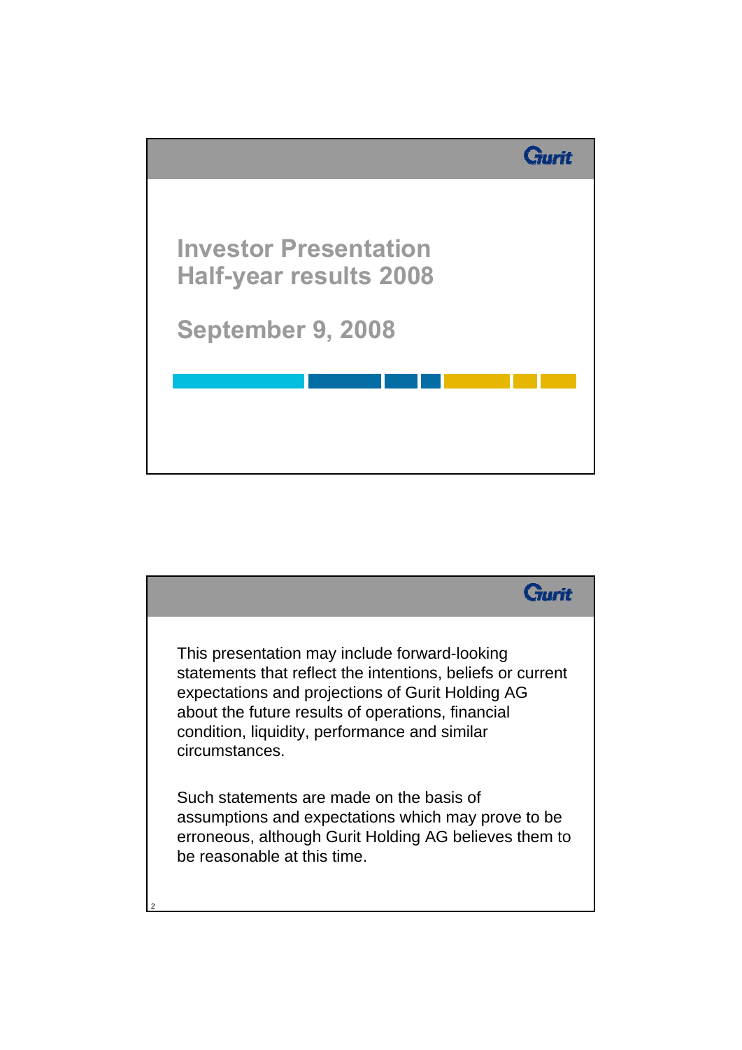# Investor Presentation
# Half-year results 2008

## September 9, 2008

---

This presentation may include forward-looking statements that reflect the intentions, beliefs or current expectations and projections of Gurit Holding AG about the future results of operations, financial condition, liquidity, performance and similar circumstances.

Such statements are made on the basis of assumptions and expectations which may prove to be erroneous, although Gurit Holding AG believes them to be reasonable at this time.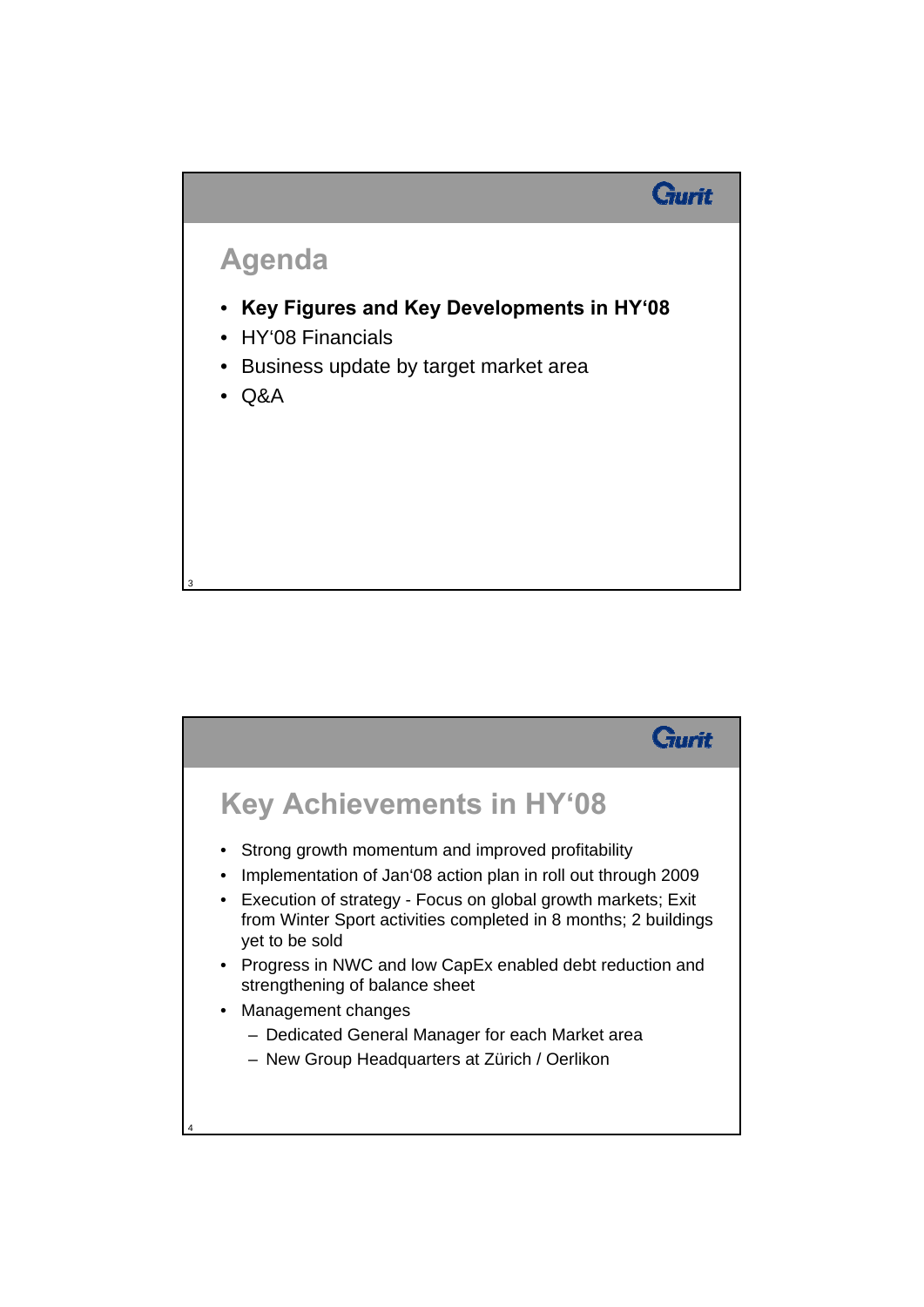## Agenda

- **Key Figures and Key Developments in HY'08**
- HY'08 Financials
- Business update by target market area
- Q&A

## Key Achievements in HY'08

- Strong growth momentum and improved profitability
- Implementation of Jan'08 action plan in roll out through 2009
- Execution of strategy - Focus on global growth markets; Exit from Winter Sport activities completed in 8 months; 2 buildings yet to be sold
- Progress in NWC and low CapEx enabled debt reduction and strengthening of balance sheet
- Management changes
  - Dedicated General Manager for each Market area
  - New Group Headquarters at Zürich / Oerlikon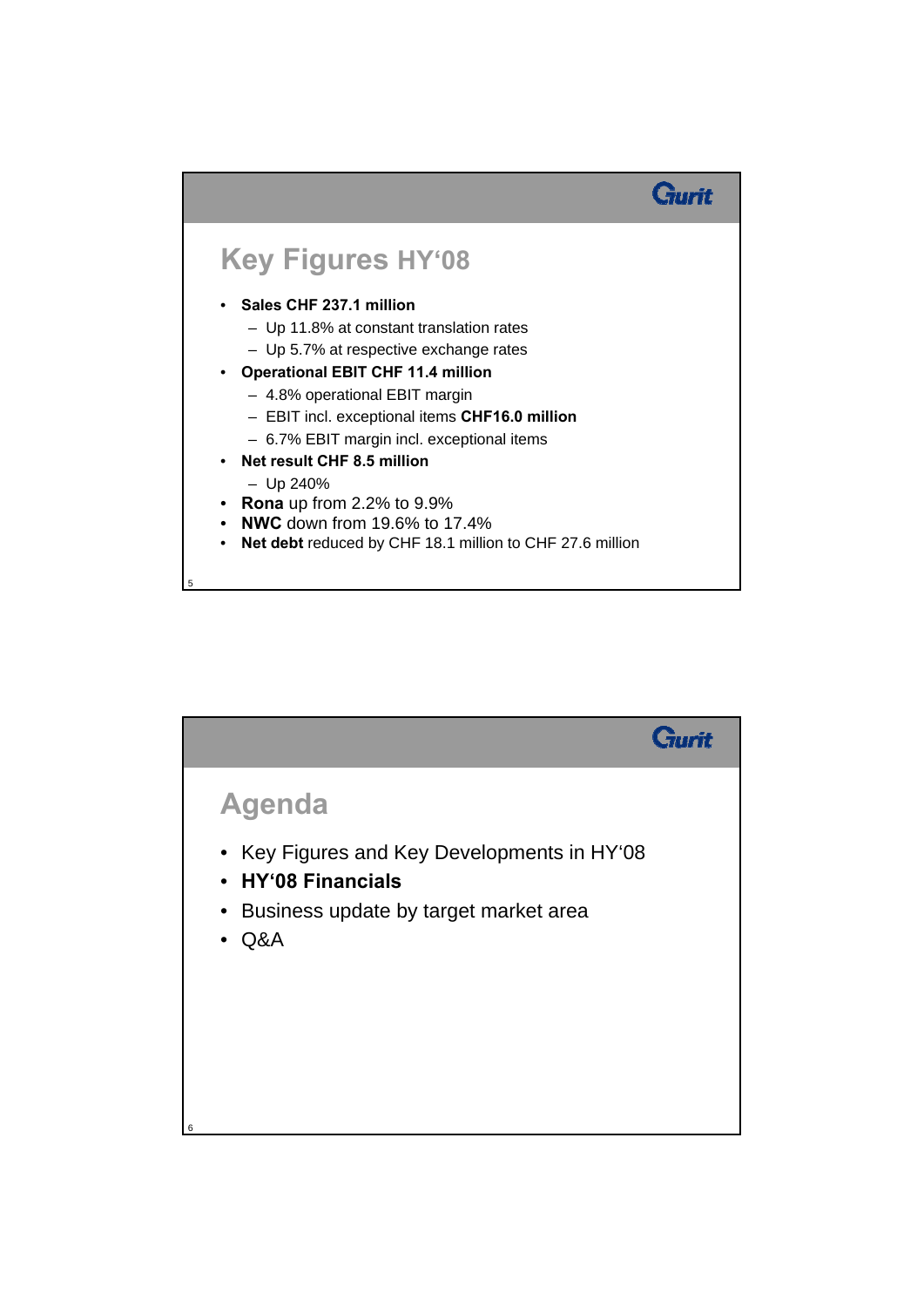## Key Figures HY'08

- **Sales CHF 237.1 million**
  - Up 11.8% at constant translation rates
  - Up 5.7% at respective exchange rates
- **Operational EBIT CHF 11.4 million**
  - 4.8% operational EBIT margin
  - EBIT incl. exceptional items **CHF16.0 million**
  - 6.7% EBIT margin incl. exceptional items
- **Net result CHF 8.5 million**
  - Up 240%
- **Rona** up from 2.2% to 9.9%
- **NWC** down from 19.6% to 17.4%
- **Net debt** reduced by CHF 18.1 million to CHF 27.6 million

## Agenda

- Key Figures and Key Developments in HY'08
- **HY'08 Financials**
- Business update by target market area
- Q&A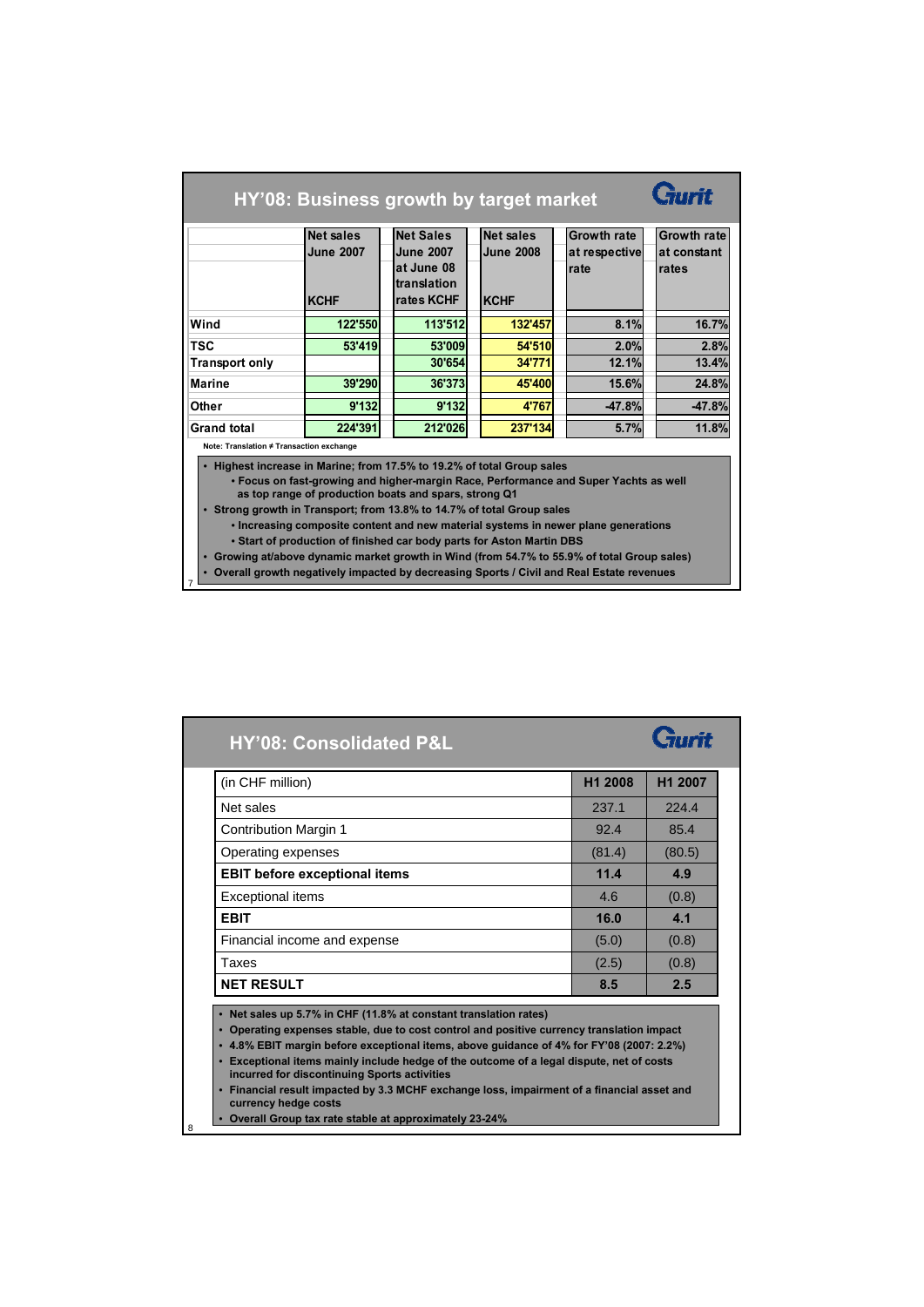## HY'08: Business growth by target market

| | Net sales June 2007 KCHF | Net Sales June 2007 at June 08 translation rates KCHF | Net sales June 2008 KCHF | Growth rate at respective rate | Growth rate at constant rates |
|---|---|---|---|---|---|
| Wind | 122'550 | 113'512 | 132'457 | 8.1% | 16.7% |
| TSC | 53'419 | 53'009 | 54'510 | 2.0% | 2.8% |
| Transport only | | 30'654 | 34'771 | 12.1% | 13.4% |
| Marine | 39'290 | 36'373 | 45'400 | 15.6% | 24.8% |
| Other | 9'132 | 9'132 | 4'767 | -47.8% | -47.8% |
| Grand total | 224'391 | 212'026 | 237'134 | 5.7% | 11.8% |

Note: Translation ≠ Transaction exchange

- Highest increase in Marine; from 17.5% to 19.2% of total Group sales
  - Focus on fast-growing and higher-margin Race, Performance and Super Yachts as well as top range of production boats and spars, strong Q1
- Strong growth in Transport; from 13.8% to 14.7% of total Group sales
  - Increasing composite content and new material systems in newer plane generations
  - Start of production of finished car body parts for Aston Martin DBS
- Growing at/above dynamic market growth in Wind (from 54.7% to 55.9% of total Group sales)
- Overall growth negatively impacted by decreasing Sports / Civil and Real Estate revenues

## HY'08: Consolidated P&L

| (in CHF million) | H1 2008 | H1 2007 |
|---|---|---|
| Net sales | 237.1 | 224.4 |
| Contribution Margin 1 | 92.4 | 85.4 |
| Operating expenses | (81.4) | (80.5) |
| **EBIT before exceptional items** | **11.4** | **4.9** |
| Exceptional items | 4.6 | (0.8) |
| **EBIT** | **16.0** | **4.1** |
| Financial income and expense | (5.0) | (0.8) |
| Taxes | (2.5) | (0.8) |
| **NET RESULT** | **8.5** | **2.5** |

- Net sales up 5.7% in CHF (11.8% at constant translation rates)
- Operating expenses stable, due to cost control and positive currency translation impact
- 4.8% EBIT margin before exceptional items, above guidance of 4% for FY'08 (2007: 2.2%)
- Exceptional items mainly include hedge of the outcome of a legal dispute, net of costs incurred for discontinuing Sports activities
- Financial result impacted by 3.3 MCHF exchange loss, impairment of a financial asset and currency hedge costs
- Overall Group tax rate stable at approximately 23-24%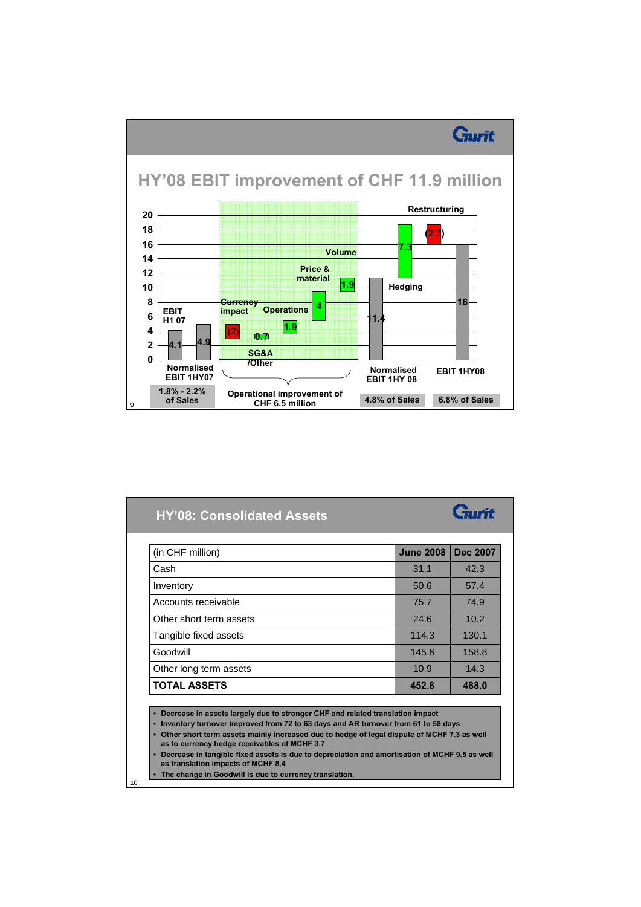Gurit

# HY'08 EBIT improvement of CHF 11.9 million

| | Value |
|---|---|
| EBIT H1 07 | 4.1 |
| Normalised EBIT 1HY07 | 4.9 |
| Currency impact | (2) |
| SG&A /Other | 0.7 |
| Operations | 1.9 |
| Price & material | 4 |
| Volume | 1.9 |
| Normalised EBIT 1HY 08 | 11.4 |
| Hedging | 7.3 |
| Restructuring | (2.7) |
| EBIT 1HY08 | 16 |

Normalised EBIT 1HY07: 1.8% - 2.2% of Sales

Operational improvement of CHF 6.5 million

Normalised EBIT 1HY 08: 4.8% of Sales

EBIT 1HY08: 6.8% of Sales

Gurit

## HY'08: Consolidated Assets

| (in CHF million) | June 2008 | Dec 2007 |
|---|---|---|
| Cash | 31.1 | 42.3 |
| Inventory | 50.6 | 57.4 |
| Accounts receivable | 75.7 | 74.9 |
| Other short term assets | 24.6 | 10.2 |
| Tangible fixed assets | 114.3 | 130.1 |
| Goodwill | 145.6 | 158.8 |
| Other long term assets | 10.9 | 14.3 |
| **TOTAL ASSETS** | **452.8** | **488.0** |

- **Decrease in assets largely due to stronger CHF and related translation impact**
- **Inventory turnover improved from 72 to 63 days and AR turnover from 61 to 58 days**
- **Other short term assets mainly increased due to hedge of legal dispute of MCHF 7.3 as well as to currency hedge receivables of MCHF 3.7**
- **Decrease in tangible fixed assets is due to depreciation and amortisation of MCHF 9.5 as well as translation impacts of MCHF 8.4**
- **The change in Goodwill is due to currency translation.**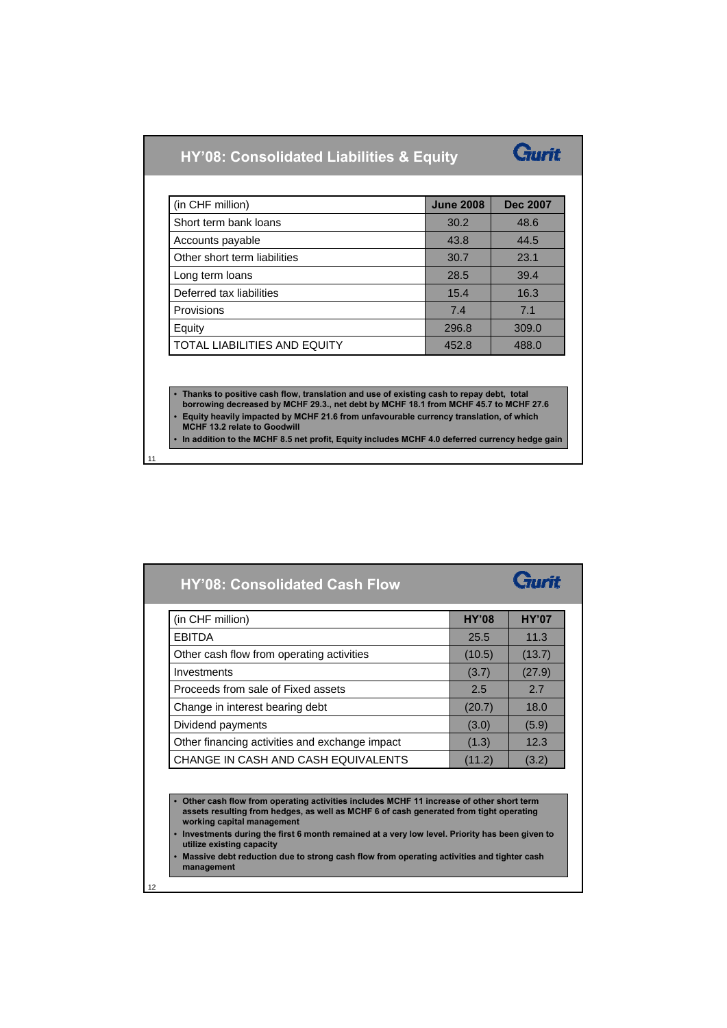## HY'08: Consolidated Liabilities & Equity

| (in CHF million) | June 2008 | Dec 2007 |
|---|---|---|
| Short term bank loans | 30.2 | 48.6 |
| Accounts payable | 43.8 | 44.5 |
| Other short term liabilities | 30.7 | 23.1 |
| Long term loans | 28.5 | 39.4 |
| Deferred tax liabilities | 15.4 | 16.3 |
| Provisions | 7.4 | 7.1 |
| Equity | 296.8 | 309.0 |
| TOTAL LIABILITIES AND EQUITY | 452.8 | 488.0 |

- **Thanks to positive cash flow, translation and use of existing cash to repay debt, total borrowing decreased by MCHF 29.3., net debt by MCHF 18.1 from MCHF 45.7 to MCHF 27.6**
- **Equity heavily impacted by MCHF 21.6 from unfavourable currency translation, of which MCHF 13.2 relate to Goodwill**
- **In addition to the MCHF 8.5 net profit, Equity includes MCHF 4.0 deferred currency hedge gain**

## HY'08: Consolidated Cash Flow

| (in CHF million) | HY'08 | HY'07 |
|---|---|---|
| EBITDA | 25.5 | 11.3 |
| Other cash flow from operating activities | (10.5) | (13.7) |
| Investments | (3.7) | (27.9) |
| Proceeds from sale of Fixed assets | 2.5 | 2.7 |
| Change in interest bearing debt | (20.7) | 18.0 |
| Dividend payments | (3.0) | (5.9) |
| Other financing activities and exchange impact | (1.3) | 12.3 |
| CHANGE IN CASH AND CASH EQUIVALENTS | (11.2) | (3.2) |

- **Other cash flow from operating activities includes MCHF 11 increase of other short term assets resulting from hedges, as well as MCHF 6 of cash generated from tight operating working capital management**
- **Investments during the first 6 month remained at a very low level. Priority has been given to utilize existing capacity**
- **Massive debt reduction due to strong cash flow from operating activities and tighter cash management**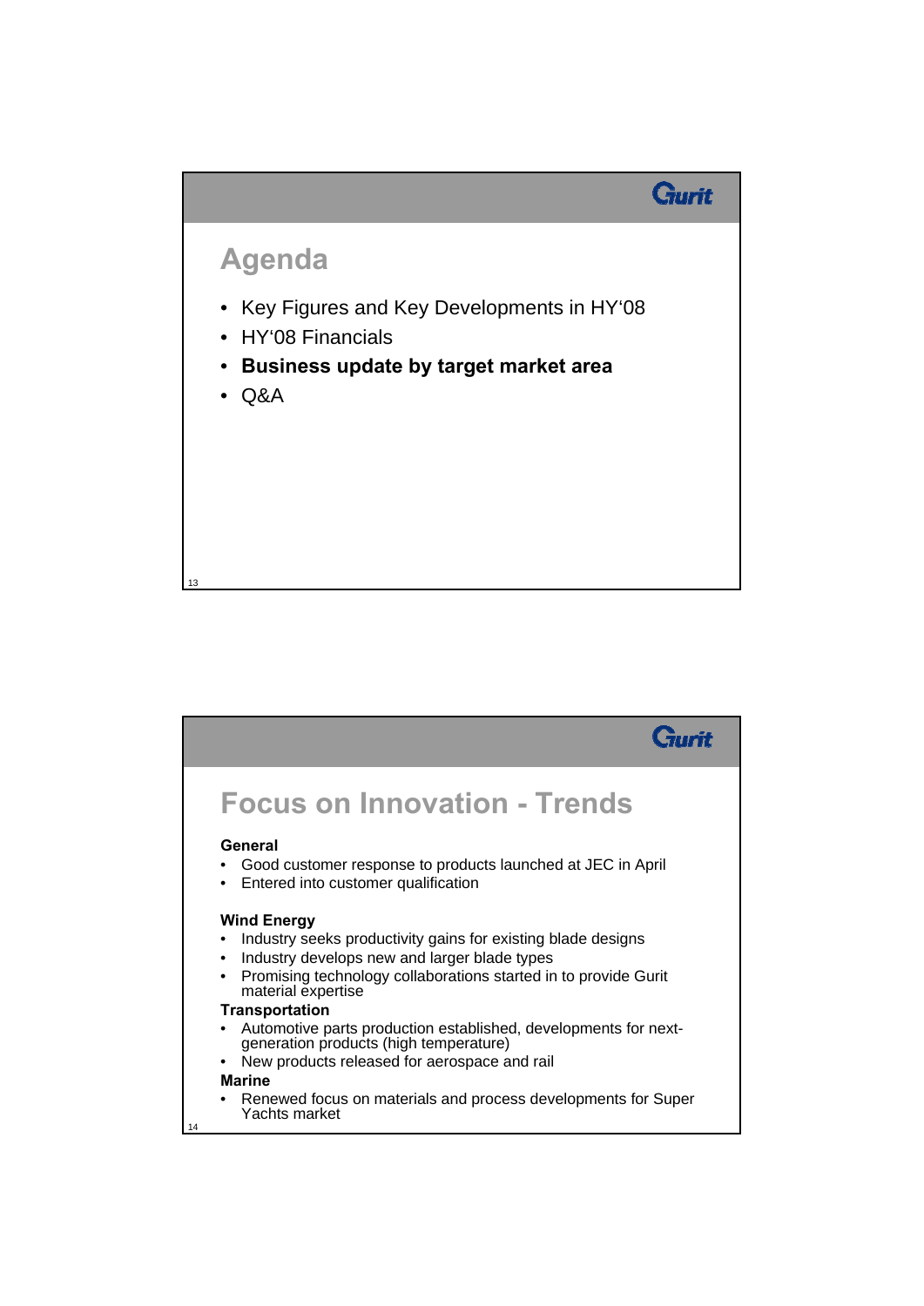## Agenda

- Key Figures and Key Developments in HY'08
- HY'08 Financials
- **Business update by target market area**
- Q&A

## Focus on Innovation - Trends

**General**

- Good customer response to products launched at JEC in April
- Entered into customer qualification

**Wind Energy**

- Industry seeks productivity gains for existing blade designs
- Industry develops new and larger blade types
- Promising technology collaborations started in to provide Gurit material expertise

**Transportation**

- Automotive parts production established, developments for next-generation products (high temperature)
- New products released for aerospace and rail

**Marine**

- Renewed focus on materials and process developments for Super Yachts market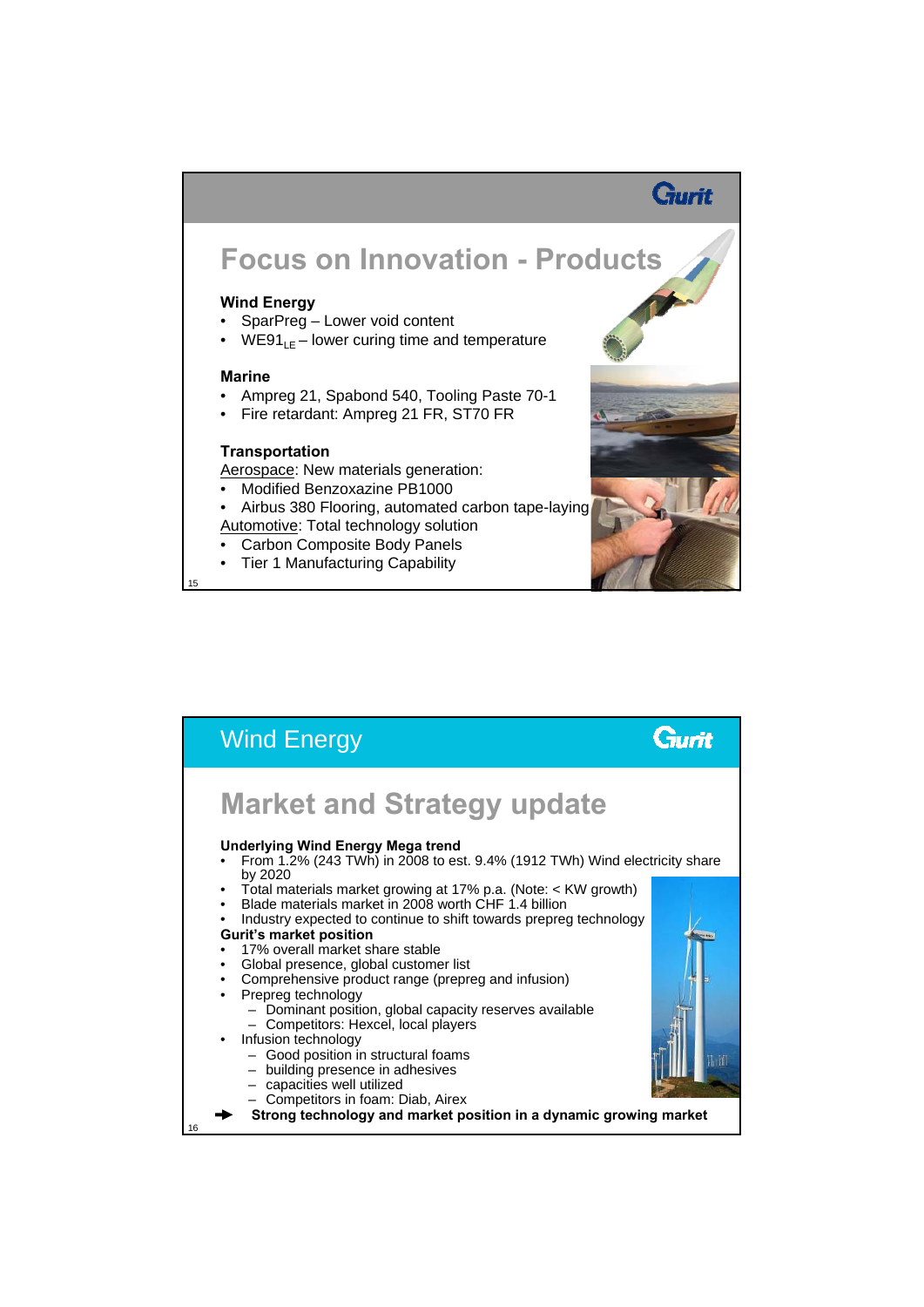## Focus on Innovation - Products

**Wind Energy**

- SparPreg – Lower void content
- WE91$_{LE}$ – lower curing time and temperature

**Marine**

- Ampreg 21, Spabond 540, Tooling Paste 70-1
- Fire retardant: Ampreg 21 FR, ST70 FR

**Transportation**

Aerospace: New materials generation:

- Modified Benzoxazine PB1000
- Airbus 380 Flooring, automated carbon tape-laying

Automotive: Total technology solution

- Carbon Composite Body Panels
- Tier 1 Manufacturing Capability

# Wind Energy

## Market and Strategy update

**Underlying Wind Energy Mega trend**

- From 1.2% (243 TWh) in 2008 to est. 9.4% (1912 TWh) Wind electricity share by 2020
- Total materials market growing at 17% p.a. (Note: < KW growth)
- Blade materials market in 2008 worth CHF 1.4 billion
- Industry expected to continue to shift towards prepreg technology

**Gurit's market position**

- 17% overall market share stable
- Global presence, global customer list
- Comprehensive product range (prepreg and infusion)
- Prepreg technology
  - Dominant position, global capacity reserves available
  - Competitors: Hexcel, local players
- Infusion technology
  - Good position in structural foams
  - building presence in adhesives
  - capacities well utilized
  - Competitors in foam: Diab, Airex

➔ **Strong technology and market position in a dynamic growing market**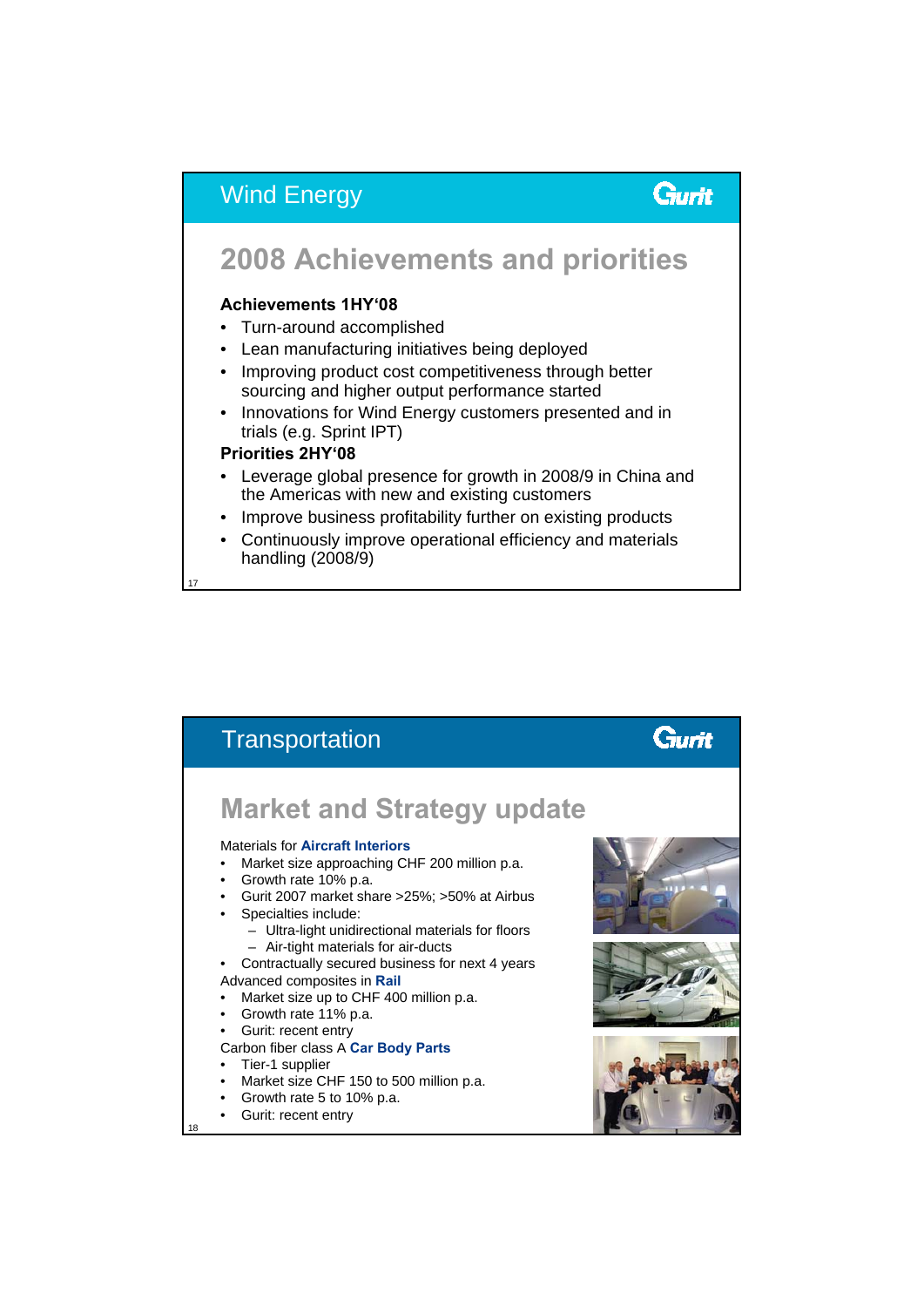# Wind Energy

## 2008 Achievements and priorities

**Achievements 1HY'08**

- Turn-around accomplished
- Lean manufacturing initiatives being deployed
- Improving product cost competitiveness through better sourcing and higher output performance started
- Innovations for Wind Energy customers presented and in trials (e.g. Sprint IPT)

**Priorities 2HY'08**

- Leverage global presence for growth in 2008/9 in China and the Americas with new and existing customers
- Improve business profitability further on existing products
- Continuously improve operational efficiency and materials handling (2008/9)

# Transportation

## Market and Strategy update

Materials for **Aircraft Interiors**

- Market size approaching CHF 200 million p.a.
- Growth rate 10% p.a.
- Gurit 2007 market share >25%; >50% at Airbus
- Specialties include:
  - Ultra-light unidirectional materials for floors
  - Air-tight materials for air-ducts
- Contractually secured business for next 4 years

Advanced composites in **Rail**

- Market size up to CHF 400 million p.a.
- Growth rate 11% p.a.
- Gurit: recent entry

Carbon fiber class A **Car Body Parts**

- Tier-1 supplier
- Market size CHF 150 to 500 million p.a.
- Growth rate 5 to 10% p.a.
- Gurit: recent entry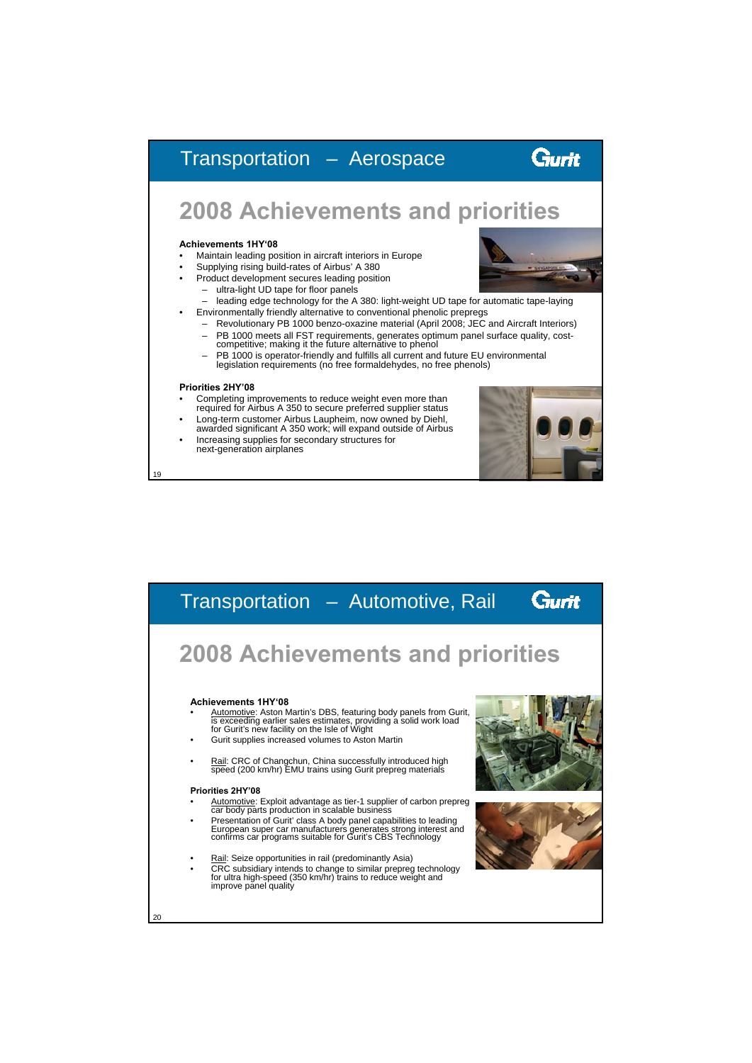# Transportation – Aerospace

## 2008 Achievements and priorities

**Achievements 1HY'08**

- Maintain leading position in aircraft interiors in Europe
- Supplying rising build-rates of Airbus' A 380
- Product development secures leading position
  - ultra-light UD tape for floor panels
  - leading edge technology for the A 380: light-weight UD tape for automatic tape-laying
- Environmentally friendly alternative to conventional phenolic prepregs
  - Revolutionary PB 1000 benzo-oxazine material (April 2008; JEC and Aircraft Interiors)
  - PB 1000 meets all FST requirements, generates optimum panel surface quality, cost-competitive; making it the future alternative to phenol
  - PB 1000 is operator-friendly and fulfills all current and future EU environmental legislation requirements (no free formaldehydes, no free phenols)

**Priorities 2HY'08**

- Completing improvements to reduce weight even more than required for Airbus A 350 to secure preferred supplier status
- Long-term customer Airbus Laupheim, now owned by Diehl, awarded significant A 350 work; will expand outside of Airbus
- Increasing supplies for secondary structures for next-generation airplanes

# Transportation – Automotive, Rail

## 2008 Achievements and priorities

**Achievements 1HY'08**

- Automotive: Aston Martin's DBS, featuring body panels from Gurit, is exceeding earlier sales estimates, providing a solid work load for Gurit's new facility on the Isle of Wight
- Gurit supplies increased volumes to Aston Martin
- Rail: CRC of Changchun, China successfully introduced high speed (200 km/hr) EMU trains using Gurit prepreg materials

**Priorities 2HY'08**

- Automotive: Exploit advantage as tier-1 supplier of carbon prepreg car body parts production in scalable business
- Presentation of Gurit' class A body panel capabilities to leading European super car manufacturers generates strong interest and confirms car programs suitable for Gurit's CBS Technology
- Rail: Seize opportunities in rail (predominantly Asia)
- CRC subsidiary intends to change to similar prepreg technology for ultra high-speed (350 km/hr) trains to reduce weight and improve panel quality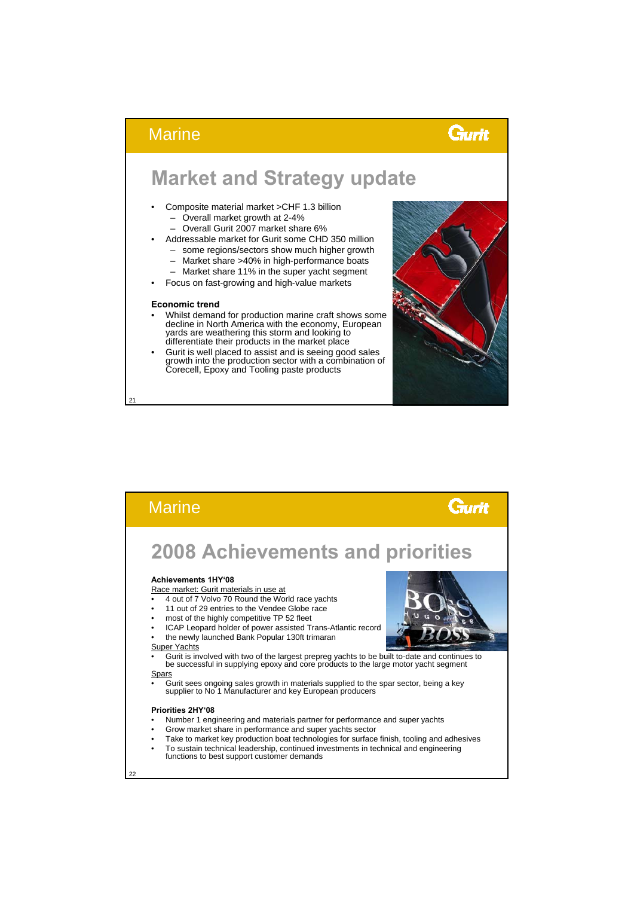## Marine

# Market and Strategy update

- Composite material market >CHF 1.3 billion
  - Overall market growth at 2-4%
  - Overall Gurit 2007 market share 6%
- Addressable market for Gurit some CHD 350 million
  - some regions/sectors show much higher growth
  - Market share >40% in high-performance boats
  - Market share 11% in the super yacht segment
- Focus on fast-growing and high-value markets

**Economic trend**

- Whilst demand for production marine craft shows some decline in North America with the economy, European yards are weathering this storm and looking to differentiate their products in the market place
- Gurit is well placed to assist and is seeing good sales growth into the production sector with a combination of Corecell, Epoxy and Tooling paste products

## Marine

# 2008 Achievements and priorities

**Achievements 1HY'08**

Race market: Gurit materials in use at

- 4 out of 7 Volvo 70 Round the World race yachts
- 11 out of 29 entries to the Vendee Globe race
- most of the highly competitive TP 52 fleet
- ICAP Leopard holder of power assisted Trans-Atlantic record
- the newly launched Bank Popular 130ft trimaran

Super Yachts

- Gurit is involved with two of the largest prepreg yachts to be built to-date and continues to be successful in supplying epoxy and core products to the large motor yacht segment

Spars

- Gurit sees ongoing sales growth in materials supplied to the spar sector, being a key supplier to No 1 Manufacturer and key European producers

**Priorities 2HY'08**

- Number 1 engineering and materials partner for performance and super yachts
- Grow market share in performance and super yachts sector
- Take to market key production boat technologies for surface finish, tooling and adhesives
- To sustain technical leadership, continued investments in technical and engineering functions to best support customer demands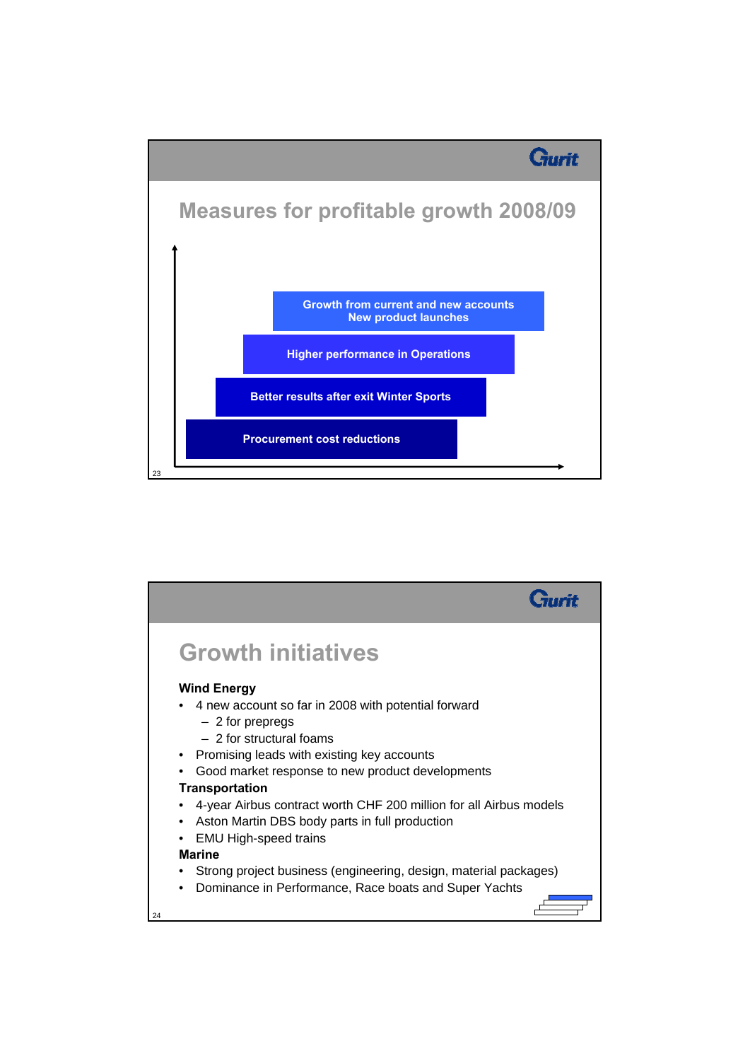## Measures for profitable growth 2008/09

- Growth from current and new accounts
  New product launches
- Higher performance in Operations
- Better results after exit Winter Sports
- Procurement cost reductions

## Growth initiatives

**Wind Energy**

- 4 new account so far in 2008 with potential forward
  - 2 for prepregs
  - 2 for structural foams
- Promising leads with existing key accounts
- Good market response to new product developments

**Transportation**

- 4-year Airbus contract worth CHF 200 million for all Airbus models
- Aston Martin DBS body parts in full production
- EMU High-speed trains

**Marine**

- Strong project business (engineering, design, material packages)
- Dominance in Performance, Race boats and Super Yachts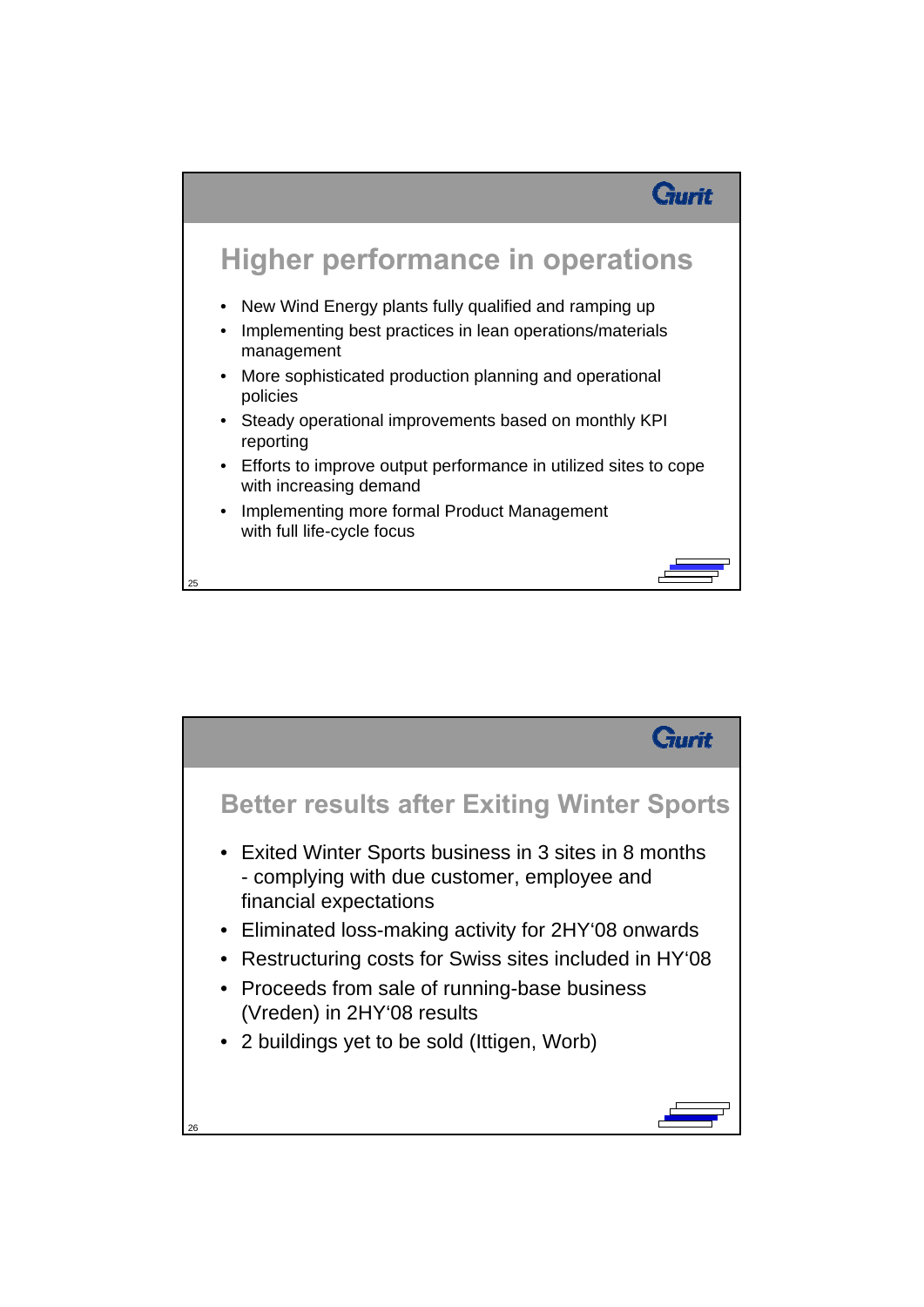## Higher performance in operations

- New Wind Energy plants fully qualified and ramping up
- Implementing best practices in lean operations/materials management
- More sophisticated production planning and operational policies
- Steady operational improvements based on monthly KPI reporting
- Efforts to improve output performance in utilized sites to cope with increasing demand
- Implementing more formal Product Management with full life-cycle focus

## Better results after Exiting Winter Sports

- Exited Winter Sports business in 3 sites in 8 months - complying with due customer, employee and financial expectations
- Eliminated loss-making activity for 2HY‘08 onwards
- Restructuring costs for Swiss sites included in HY‘08
- Proceeds from sale of running-base business (Vreden) in 2HY‘08 results
- 2 buildings yet to be sold (Ittigen, Worb)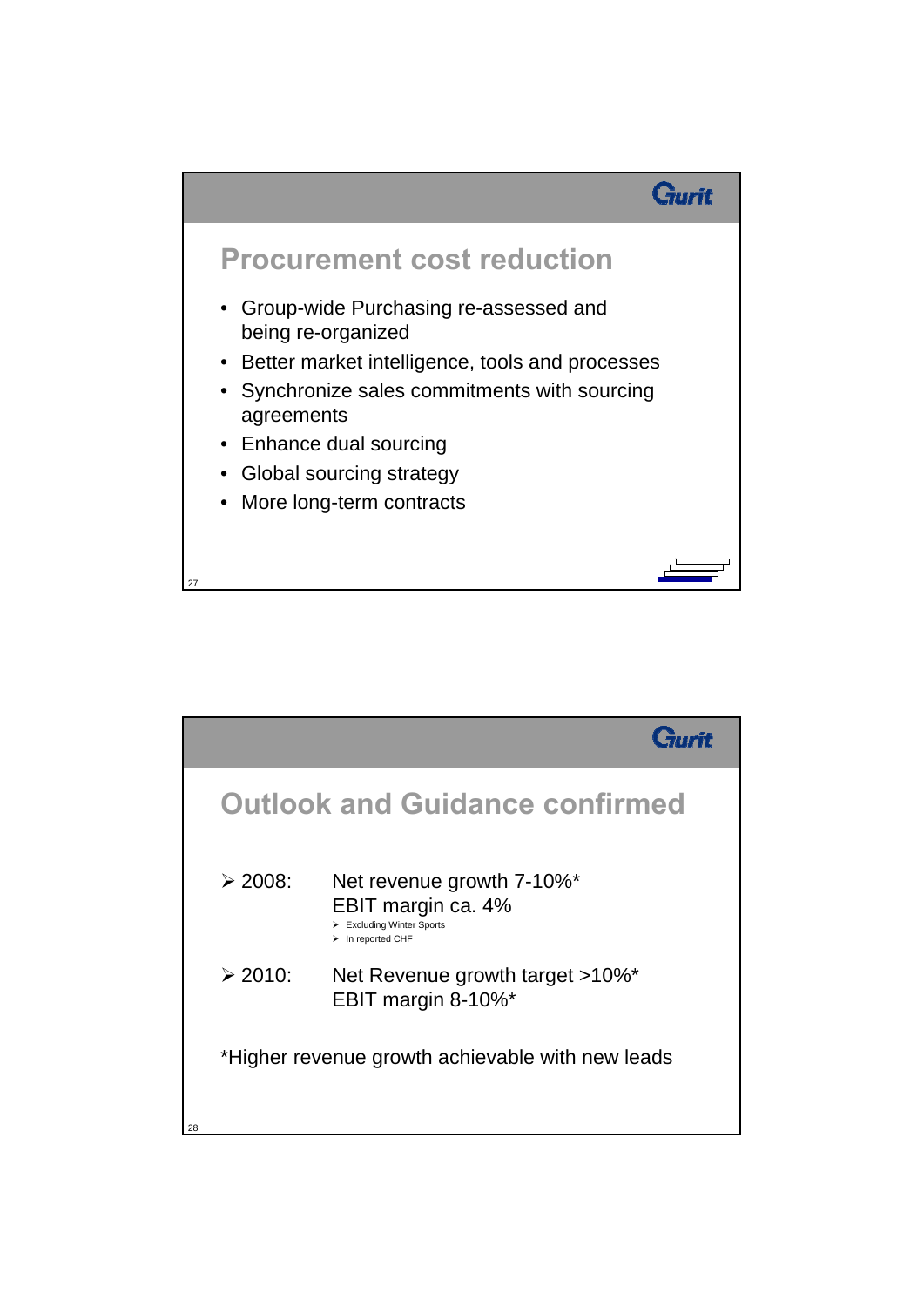## Procurement cost reduction

- Group-wide Purchasing re-assessed and being re-organized
- Better market intelligence, tools and processes
- Synchronize sales commitments with sourcing agreements
- Enhance dual sourcing
- Global sourcing strategy
- More long-term contracts

## Outlook and Guidance confirmed

- 2008: Net revenue growth 7-10%*
  EBIT margin ca. 4%
  - Excluding Winter Sports
  - In reported CHF
- 2010: Net Revenue growth target >10%*
  EBIT margin 8-10%*

*Higher revenue growth achievable with new leads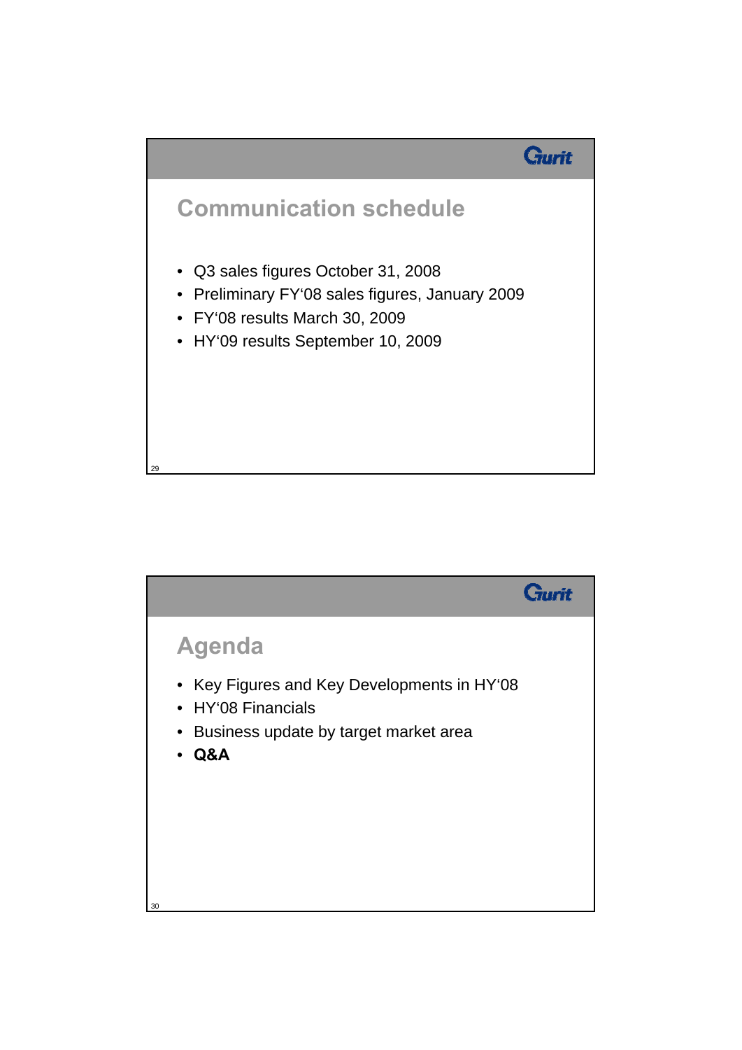## Communication schedule

- Q3 sales figures October 31, 2008
- Preliminary FY'08 sales figures, January 2009
- FY'08 results March 30, 2009
- HY'09 results September 10, 2009

## Agenda

- Key Figures and Key Developments in HY'08
- HY'08 Financials
- Business update by target market area
- **Q&A**